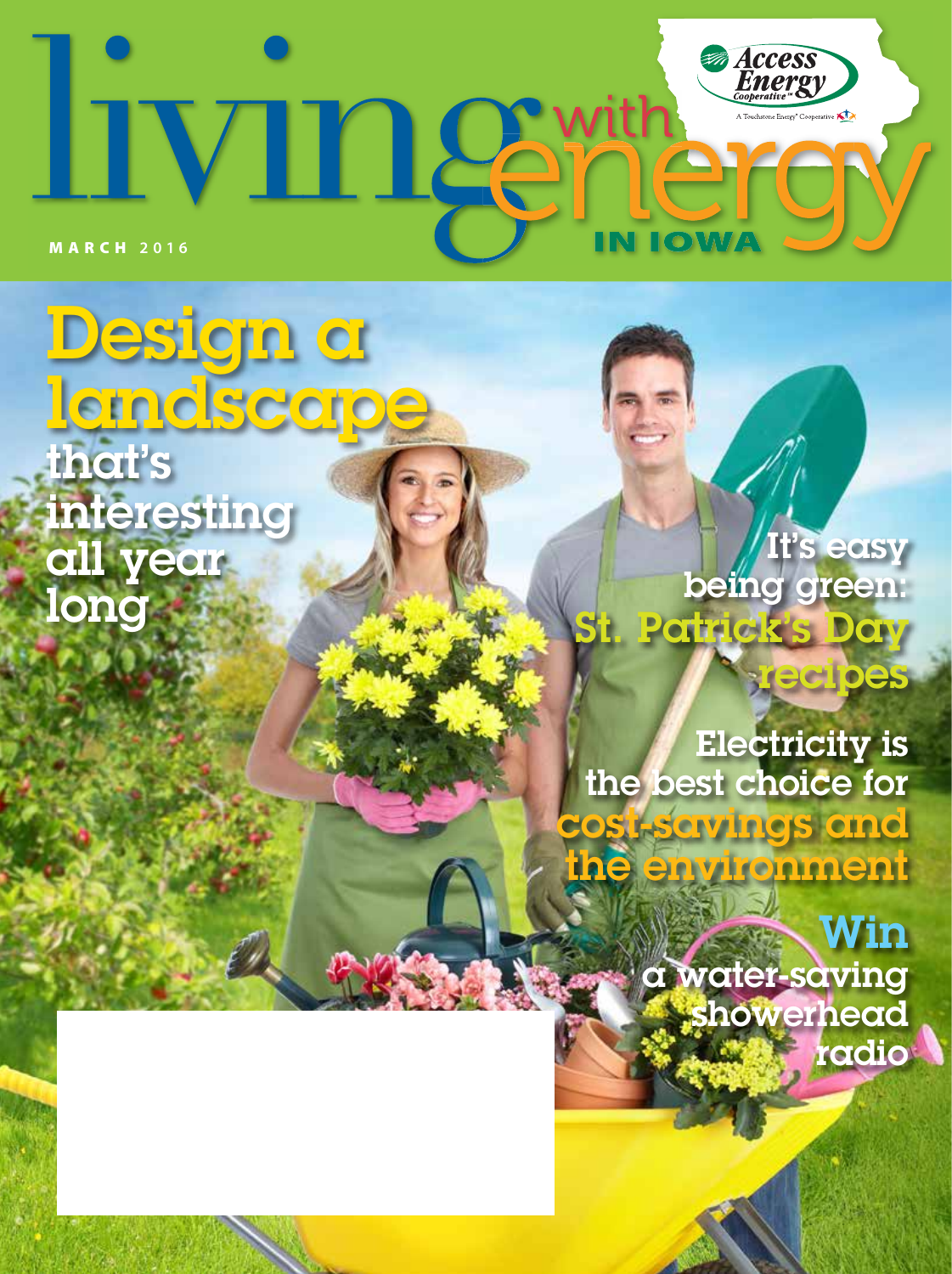# living with energy IN IOWA

Access Energy Cooperative

A Touchstone Energy® Cooperative

MARCH 2016

## Design a landscape that's interesting all year long

## It's easy being green: St. Patrick's Day recipes

## Electricity is the best choice for cost-savings and the environment

## Win a water-saving showerhead radio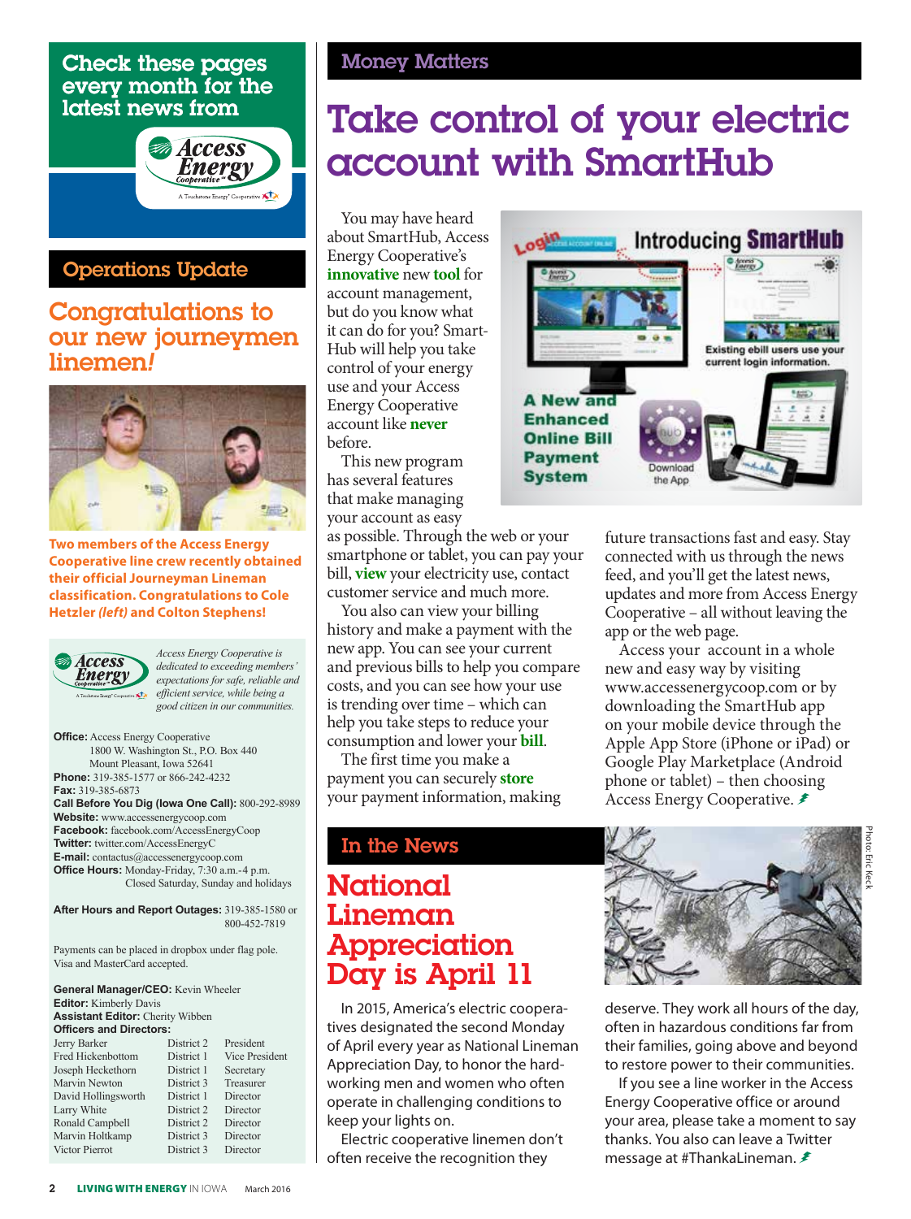Check these pages every month for the latest news from Access Energy Cooperative

## Operations Update

### Congratulations to our new journeymen linemen!

**Two members of the Access Energy Cooperative line crew recently obtained their official Journeyman Lineman classification. Congratulations to Cole Hetzler *(left)* and Colton Stephens!**

*Access Energy Cooperative is dedicated to exceeding members' expectations for safe, reliable and efficient service, while being a good citizen in our communities.*

**Office:** Access Energy Cooperative
1800 W. Washington St., P.O. Box 440
Mount Pleasant, Iowa 52641
**Phone:** 319-385-1577 or 866-242-4232
**Fax:** 319-385-6873
**Call Before You Dig (Iowa One Call):** 800-292-8989
**Website:** www.accessenergycoop.com
**Facebook:** facebook.com/AccessEnergyCoop
**Twitter:** twitter.com/AccessEnergyC
**E-mail:** contactus@accessenergycoop.com
**Office Hours:** Monday-Friday, 7:30 a.m.-4 p.m.
Closed Saturday, Sunday and holidays

**After Hours and Report Outages:** 319-385-1580 or 800-452-7819

Payments can be placed in dropbox under flag pole. Visa and MasterCard accepted.

**General Manager/CEO:** Kevin Wheeler
**Editor:** Kimberly Davis
**Assistant Editor:** Cherity Wibben
**Officers and Directors:**

| | | |
|---|---|---|
| Jerry Barker | District 2 | President |
| Fred Hickenbottom | District 1 | Vice President |
| Joseph Heckethorn | District 1 | Secretary |
| Marvin Newton | District 3 | Treasurer |
| David Hollingsworth | District 1 | Director |
| Larry White | District 2 | Director |
| Ronald Campbell | District 2 | Director |
| Marvin Holtkamp | District 3 | Director |
| Victor Pierrot | District 3 | Director |

## Money Matters

# Take control of your electric account with SmartHub

You may have heard about SmartHub, Access Energy Cooperative's **innovative** new **tool** for account management, but do you know what it can do for you? SmartHub will help you take control of your energy use and your Access Energy Cooperative account like **never** before.

This new program has several features that make managing your account as easy as possible. Through the web or your smartphone or tablet, you can pay your bill, **view** your electricity use, contact customer service and much more.

You also can view your billing history and make a payment with the new app. You can see your current and previous bills to help you compare costs, and you can see how your use is trending over time – which can help you take steps to reduce your consumption and lower your **bill**.

The first time you make a payment you can securely **store** your payment information, making future transactions fast and easy. Stay connected with us through the news feed, and you'll get the latest news, updates and more from Access Energy Cooperative – all without leaving the app or the web page.

Access your account in a whole new and easy way by visiting www.accessenergycoop.com or by downloading the SmartHub app on your mobile device through the Apple App Store (iPhone or iPad) or Google Play Marketplace (Android phone or tablet) – then choosing Access Energy Cooperative.

## In the News

# National Lineman Appreciation Day is April 11

Photo: Eric Keck

In 2015, America's electric cooperatives designated the second Monday of April every year as National Lineman Appreciation Day, to honor the hard-working men and women who often operate in challenging conditions to keep your lights on.

Electric cooperative linemen don't often receive the recognition they deserve. They work all hours of the day, often in hazardous conditions far from their families, going above and beyond to restore power to their communities.

If you see a line worker in the Access Energy Cooperative office or around your area, please take a moment to say thanks. You also can leave a Twitter message at #ThankaLineman.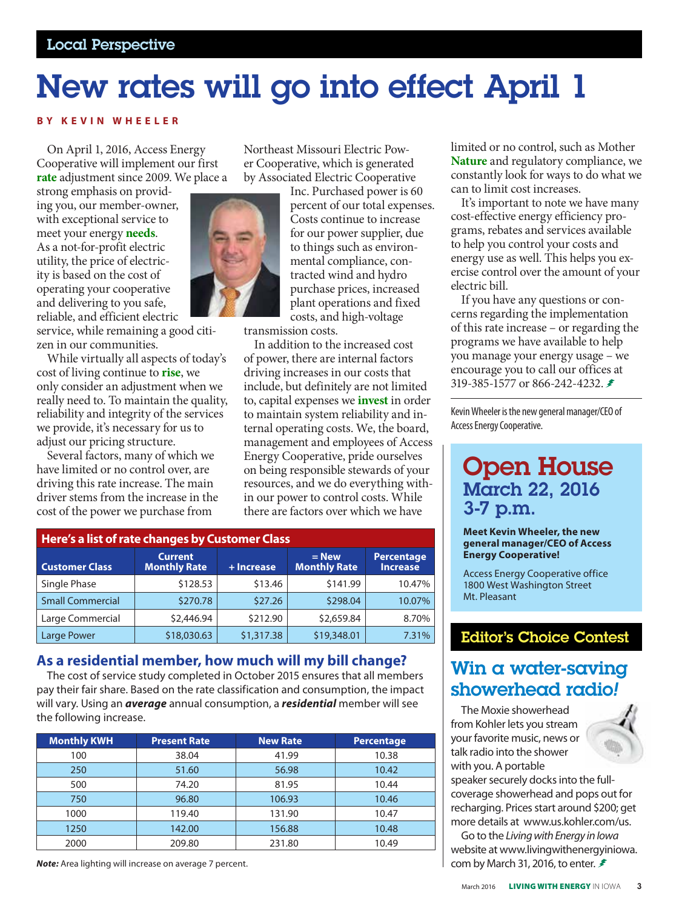Local Perspective

# New rates will go into effect April 1

**BY KEVIN WHEELER**

On April 1, 2016, Access Energy Cooperative will implement our first **rate** adjustment since 2009. We place a strong emphasis on providing you, our member-owner, with exceptional service to meet your energy **needs**. As a not-for-profit electric utility, the price of electricity is based on the cost of operating your cooperative and delivering to you safe, reliable, and efficient electric service, while remaining a good citizen in our communities.

While virtually all aspects of today's cost of living continue to **rise**, we only consider an adjustment when we really need to. To maintain the quality, reliability and integrity of the services we provide, it's necessary for us to adjust our pricing structure.

Several factors, many of which we have limited or no control over, are driving this rate increase. The main driver stems from the increase in the cost of the power we purchase from Northeast Missouri Electric Power Cooperative, which is generated by Associated Electric Cooperative Inc. Purchased power is 60 percent of our total expenses. Costs continue to increase for our power supplier, due to things such as environmental compliance, contracted wind and hydro purchase prices, increased plant operations and fixed costs, and high-voltage transmission costs.

In addition to the increased cost of power, there are internal factors driving increases in our costs that include, but definitely are not limited to, capital expenses we **invest** in order to maintain system reliability and internal operating costs. We, the board, management and employees of Access Energy Cooperative, pride ourselves on being responsible stewards of your resources, and we do everything within our power to control costs. While there are factors over which we have limited or no control, such as Mother **Nature** and regulatory compliance, we constantly look for ways to do what we can to limit cost increases.

It's important to note we have many cost-effective energy efficiency programs, rebates and services available to help you control your costs and energy use as well. This helps you exercise control over the amount of your electric bill.

If you have any questions or concerns regarding the implementation of this rate increase – or regarding the programs we have available to help you manage your energy usage – we encourage you to call our offices at 319-385-1577 or 866-242-4232.

Kevin Wheeler is the new general manager/CEO of Access Energy Cooperative.

**Here's a list of rate changes by Customer Class**

| Customer Class | Current Monthly Rate | + Increase | = New Monthly Rate | Percentage Increase |
|---|---|---|---|---|
| Single Phase | $128.53 | $13.46 | $141.99 | 10.47% |
| Small Commercial | $270.78 | $27.26 | $298.04 | 10.07% |
| Large Commercial | $2,446.94 | $212.90 | $2,659.84 | 8.70% |
| Large Power | $18,030.63 | $1,317.38 | $19,348.01 | 7.31% |

## As a residential member, how much will my bill change?

The cost of service study completed in October 2015 ensures that all members pay their fair share. Based on the rate classification and consumption, the impact will vary. Using an ***average*** annual consumption, a ***residential*** member will see the following increase.

| Monthly KWH | Present Rate | New Rate | Percentage |
|---|---|---|---|
| 100 | 38.04 | 41.99 | 10.38 |
| 250 | 51.60 | 56.98 | 10.42 |
| 500 | 74.20 | 81.95 | 10.44 |
| 750 | 96.80 | 106.93 | 10.46 |
| 1000 | 119.40 | 131.90 | 10.47 |
| 1250 | 142.00 | 156.88 | 10.48 |
| 2000 | 209.80 | 231.80 | 10.49 |

***Note:*** Area lighting will increase on average 7 percent.

## Open House
### March 22, 2016
### 3-7 p.m.

**Meet Kevin Wheeler, the new general manager/CEO of Access Energy Cooperative!**

Access Energy Cooperative office
1800 West Washington Street
Mt. Pleasant

## Editor's Choice Contest

### Win a water-saving showerhead radio!

The Moxie showerhead from Kohler lets you stream your favorite music, news or talk radio into the shower with you. A portable speaker securely docks into the full-coverage showerhead and pops out for recharging. Prices start around $200; get more details at www.us.kohler.com/us.

Go to the *Living with Energy in Iowa* website at www.livingwithenergyiniowa.com by March 31, 2016, to enter.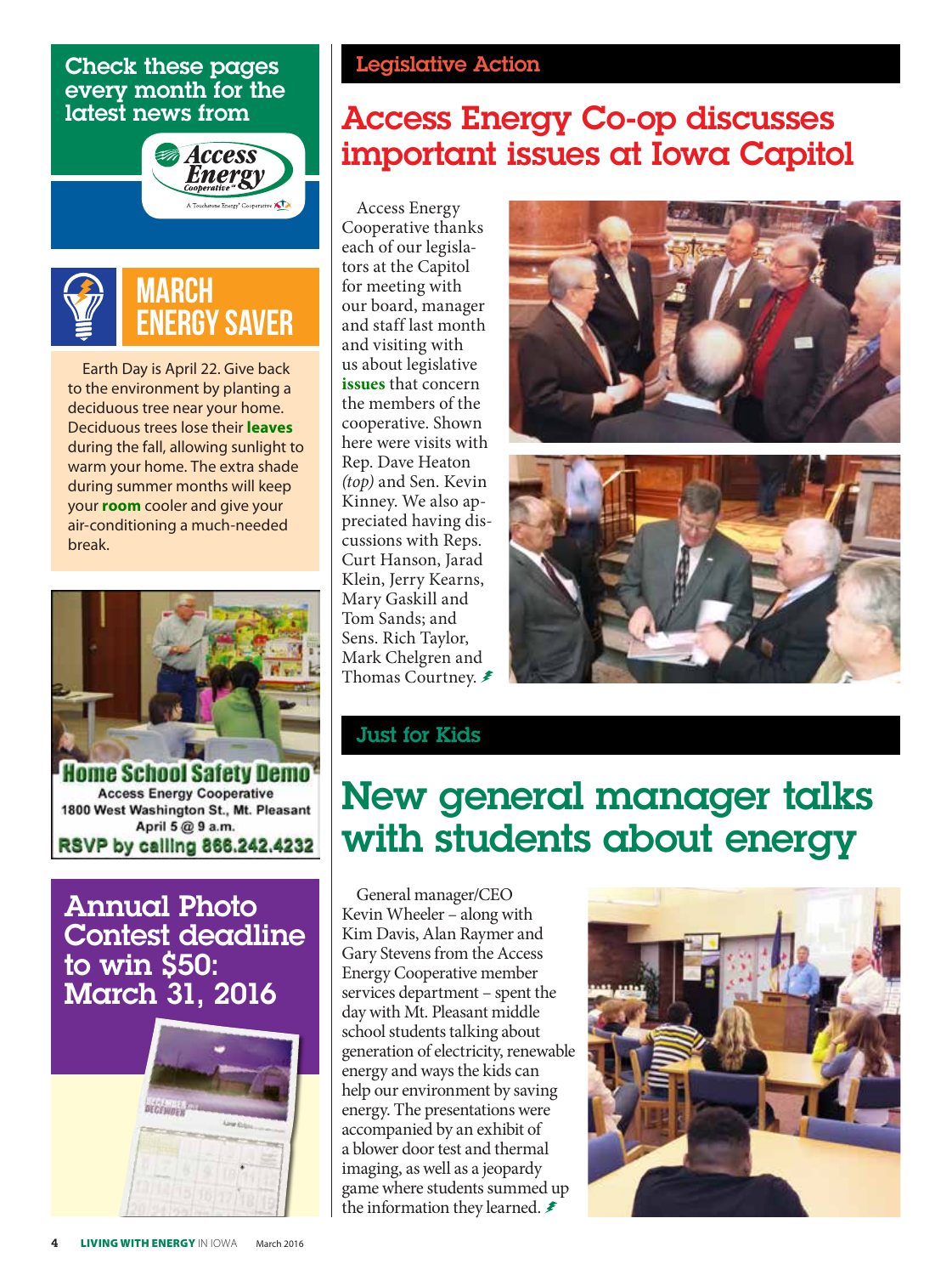Check these pages every month for the latest news from Access Energy Cooperative

## MARCH ENERGY SAVER

Earth Day is April 22. Give back to the environment by planting a deciduous tree near your home. Deciduous trees lose their **leaves** during the fall, allowing sunlight to warm your home. The extra shade during summer months will keep your **room** cooler and give your air-conditioning a much-needed break.

**Home School Safety Demo**
Access Energy Cooperative
1800 West Washington St., Mt. Pleasant
April 5 @ 9 a.m.
**RSVP by calling 866.242.4232**

**Annual Photo Contest deadline to win $50: March 31, 2016**

### Legislative Action

# Access Energy Co-op discusses important issues at Iowa Capitol

Access Energy Cooperative thanks each of our legislators at the Capitol for meeting with our board, manager and staff last month and visiting with us about legislative **issues** that concern the members of the cooperative. Shown here were visits with Rep. Dave Heaton *(top)* and Sen. Kevin Kinney. We also appreciated having discussions with Reps. Curt Hanson, Jarad Klein, Jerry Kearns, Mary Gaskill and Tom Sands; and Sens. Rich Taylor, Mark Chelgren and Thomas Courtney.

### Just for Kids

# New general manager talks with students about energy

General manager/CEO Kevin Wheeler – along with Kim Davis, Alan Raymer and Gary Stevens from the Access Energy Cooperative member services department – spent the day with Mt. Pleasant middle school students talking about generation of electricity, renewable energy and ways the kids can help our environment by saving energy. The presentations were accompanied by an exhibit of a blower door test and thermal imaging, as well as a jeopardy game where students summed up the information they learned.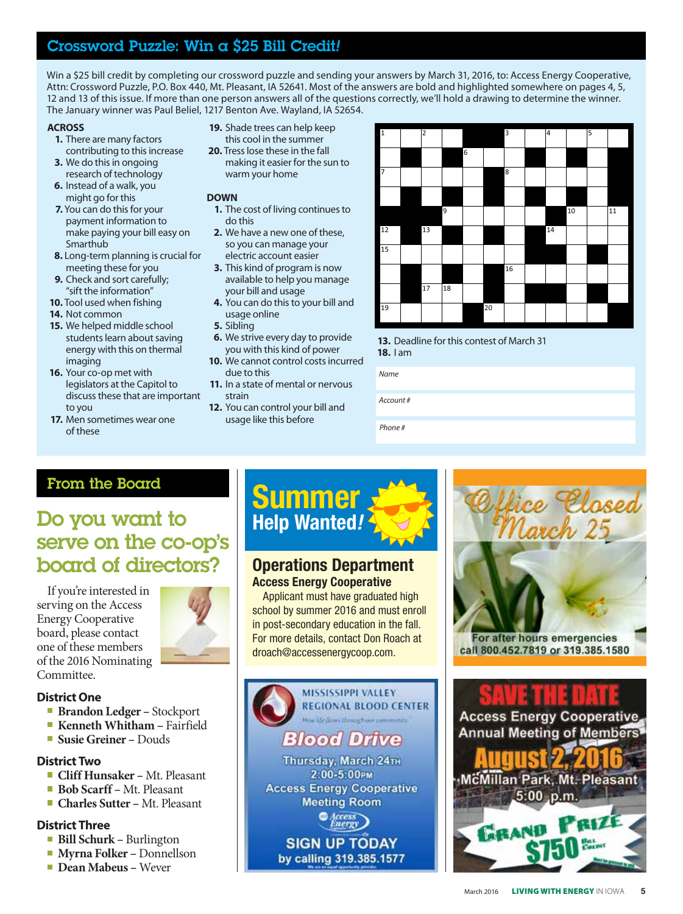## Crossword Puzzle: Win a $25 Bill Credit!

Win a $25 bill credit by completing our crossword puzzle and sending your answers by March 31, 2016, to: Access Energy Cooperative, Attn: Crossword Puzzle, P.O. Box 440, Mt. Pleasant, IA 52641. Most of the answers are bold and highlighted somewhere on pages 4, 5, 12 and 13 of this issue. If more than one person answers all of the questions correctly, we'll hold a drawing to determine the winner. The January winner was Paul Beliel, 1217 Benton Ave. Wayland, IA 52654.

**ACROSS**

1. There are many factors contributing to this increase
3. We do this in ongoing research of technology
6. Instead of a walk, you might go for this
7. You can do this for your payment information to make paying your bill easy on Smarthub
8. Long-term planning is crucial for meeting these for you
9. Check and sort carefully; "sift the information"
10. Tool used when fishing
14. Not common
15. We helped middle school students learn about saving energy with this on thermal imaging
16. Your co-op met with legislators at the Capitol to discuss these that are important to you
17. Men sometimes wear one of these
19. Shade trees can help keep this cool in the summer
20. Tress lose these in the fall making it easier for the sun to warm your home

**DOWN**

1. The cost of living continues to do this
2. We have a new one of these, so you can manage your electric account easier
3. This kind of program is now available to help you manage your bill and usage
4. You can do this to your bill and usage online
5. Sibling
6. We strive every day to provide you with this kind of power
10. We cannot control costs incurred due to this
11. In a state of mental or nervous strain
12. You can control your bill and usage like this before
13. Deadline for this contest of March 31
18. I am

Name

Account #

Phone #

## From the Board

# Do you want to serve on the co-op's board of directors?

If you're interested in serving on the Access Energy Cooperative board, please contact one of these members of the 2016 Nominating Committee.

### District One

- **Brandon Ledger** – Stockport
- **Kenneth Whitham** – Fairfield
- **Susie Greiner** – Douds

### District Two

- **Cliff Hunsaker** – Mt. Pleasant
- **Bob Scarff** – Mt. Pleasant
- **Charles Sutter** – Mt. Pleasant

### District Three

- **Bill Schurk** – Burlington
- **Myrna Folker** – Donnellson
- **Dean Mabeus** – Wever

## Summer Help Wanted!

### Operations Department

**Access Energy Cooperative**

Applicant must have graduated high school by summer 2016 and must enroll in post-secondary education in the fall. For more details, contact Don Roach at droach@accessenergycoop.com.

## Office Closed March 25

For after hours emergencies call 800.452.7819 or 319.385.1580

## Mississippi Valley Regional Blood Center

*How life flows through our community.*

**Blood Drive**

Thursday, March 24th
2:00-5:00pm
Access Energy Cooperative Meeting Room

SIGN UP TODAY by calling 319.385.1577

## SAVE THE DATE

Access Energy Cooperative Annual Meeting of Members

**August 2, 2016**

McMillan Park, Mt. Pleasant
5:00 p.m.

GRAND PRIZE $750 Bill Credit